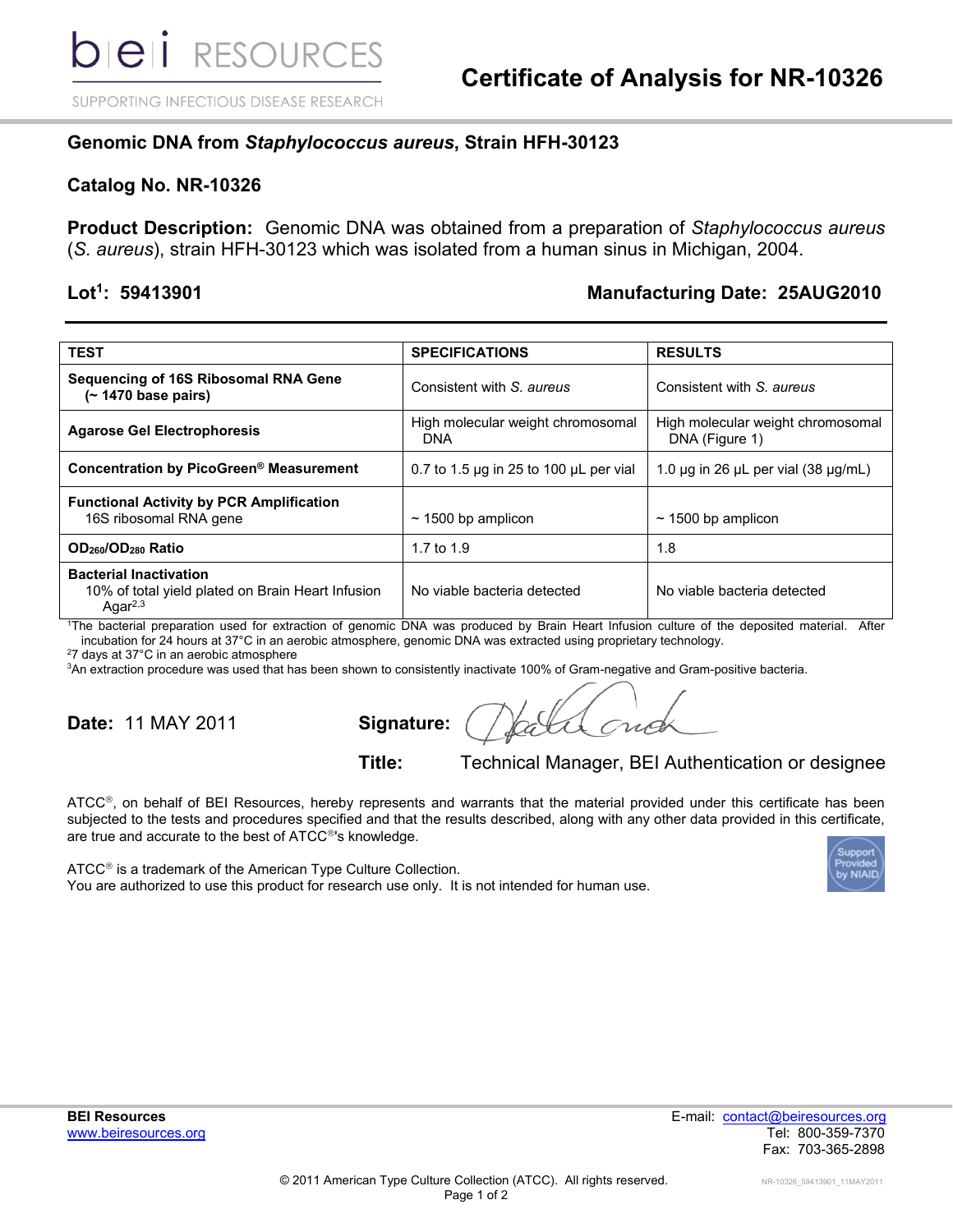bei RESOURCES

SUPPORTING INFECTIOUS DISEASE RESEARCH

# Certificate of Analysis for NR-10326

## Genomic DNA from *Staphylococcus aureus*, Strain HFH-30123

## Catalog No. NR-10326

**Product Description:** Genomic DNA was obtained from a preparation of *Staphylococcus aureus* (*S. aureus*), strain HFH-30123 which was isolated from a human sinus in Michigan, 2004.

**Lot[1]: 59413901** **Manufacturing Date: 25AUG2010**

| TEST | SPECIFICATIONS | RESULTS |
|---|---|---|
| **Sequencing of 16S Ribosomal RNA Gene (~ 1470 base pairs)** | Consistent with *S. aureus* | Consistent with *S. aureus* |
| **Agarose Gel Electrophoresis** | High molecular weight chromosomal DNA | High molecular weight chromosomal DNA (Figure 1) |
| **Concentration by PicoGreen® Measurement** | 0.7 to 1.5 µg in 25 to 100 µL per vial | 1.0 µg in 26 µL per vial (38 µg/mL) |
| **Functional Activity by PCR Amplification** 16S ribosomal RNA gene | ~ 1500 bp amplicon | ~ 1500 bp amplicon |
| **$OD_{260}/OD_{280}$ Ratio** | 1.7 to 1.9 | 1.8 |
| **Bacterial Inactivation** 10% of total yield plated on Brain Heart Infusion Agar[2,3] | No viable bacteria detected | No viable bacteria detected |

[1]The bacterial preparation used for extraction of genomic DNA was produced by Brain Heart Infusion culture of the deposited material. After incubation for 24 hours at 37°C in an aerobic atmosphere, genomic DNA was extracted using proprietary technology.
[2]7 days at 37°C in an aerobic atmosphere
[3]An extraction procedure was used that has been shown to consistently inactivate 100% of Gram-negative and Gram-positive bacteria.

**Date:** 11 MAY 2011 **Signature:**

**Title:** Technical Manager, BEI Authentication or designee

ATCC®, on behalf of BEI Resources, hereby represents and warrants that the material provided under this certificate has been subjected to the tests and procedures specified and that the results described, along with any other data provided in this certificate, are true and accurate to the best of ATCC®'s knowledge.

ATCC® is a trademark of the American Type Culture Collection.
You are authorized to use this product for research use only. It is not intended for human use.

Support Provided by NIAID

**BEI Resources**
www.beiresources.org

E-mail: contact@beiresources.org
Tel: 800-359-7370
Fax: 703-365-2898

© 2011 American Type Culture Collection (ATCC). All rights reserved.

NR-10326_59413901_11MAY2011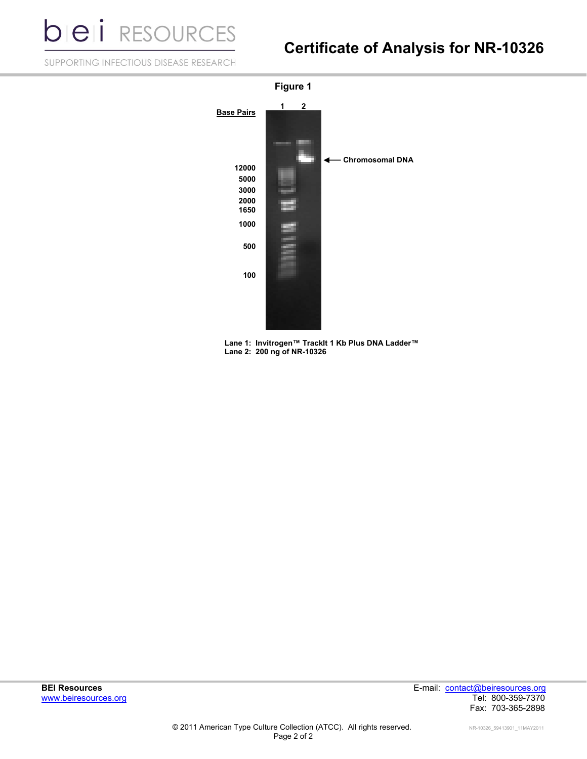## Figure 1

Base Pairs

1 2

12000
5000
3000
2000
1650
1000
500
100

Chromosomal DNA

**Lane 1: Invitrogen™ TrackIt 1 Kb Plus DNA Ladder™**
**Lane 2: 200 ng of NR-10326**

**BEI Resources**
www.beiresources.org

E-mail: contact@beiresources.org
Tel: 800-359-7370
Fax: 703-365-2898

© 2011 American Type Culture Collection (ATCC). All rights reserved.

NR-10326_59413901_11MAY2011